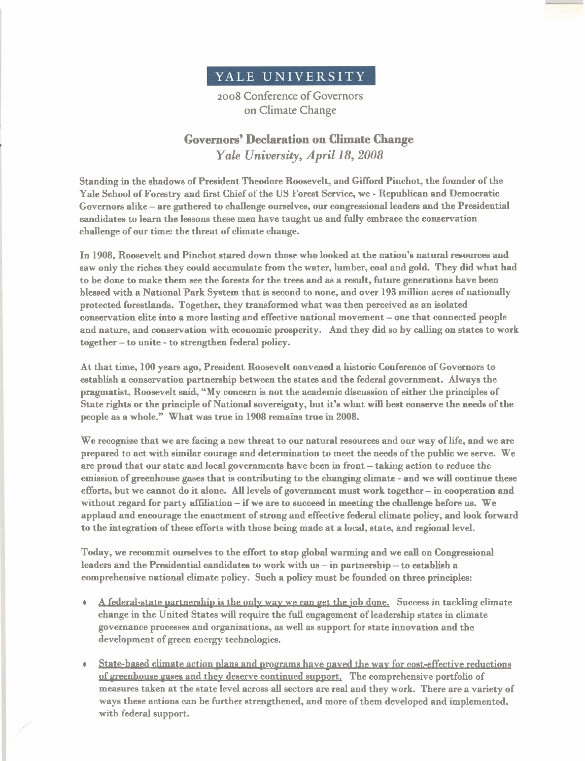YALE UNIVERSITY

2008 Conference of Governors on Climate Change

# Governors' Declaration on Climate Change

*Yale University, April 18, 2008*

Standing in the shadows of President Theodore Roosevelt, and Gifford Pinchot, the founder of the Yale School of Forestry and first Chief of the US Forest Service, we - Republican and Democratic Governors alike – are gathered to challenge ourselves, our congressional leaders and the Presidential candidates to learn the lessons these men have taught us and fully embrace the conservation challenge of our time: the threat of climate change.

In 1908, Roosevelt and Pinchot stared down those who looked at the nation's natural resources and saw only the riches they could accumulate from the water, lumber, coal and gold. They did what had to be done to make them see the forests for the trees and as a result, future generations have been blessed with a National Park System that is second to none, and over 193 million acres of nationally protected forestlands. Together, they transformed what was then perceived as an isolated conservation elite into a more lasting and effective national movement – one that connected people and nature, and conservation with economic prosperity. And they did so by calling on states to work together – to unite - to strengthen federal policy.

At that time, 100 years ago, President Roosevelt convened a historic Conference of Governors to establish a conservation partnership between the states and the federal government. Always the pragmatist, Roosevelt said, "My concern is not the academic discussion of either the principles of State rights or the principle of National sovereignty, but it's what will best conserve the needs of the people as a whole." What was true in 1908 remains true in 2008.

We recognize that we are facing a new threat to our natural resources and our way of life, and we are prepared to act with similar courage and determination to meet the needs of the public we serve. We are proud that our state and local governments have been in front – taking action to reduce the emission of greenhouse gases that is contributing to the changing climate - and we will continue these efforts, but we cannot do it alone. All levels of government must work together – in cooperation and without regard for party affiliation – if we are to succeed in meeting the challenge before us. We applaud and encourage the enactment of strong and effective federal climate policy, and look forward to the integration of these efforts with those being made at a local, state, and regional level.

Today, we recommit ourselves to the effort to stop global warming and we call on Congressional leaders and the Presidential candidates to work with us – in partnership – to establish a comprehensive national climate policy. Such a policy must be founded on three principles:

- A federal-state partnership is the only way we can get the job done. Success in tackling climate change in the United States will require the full engagement of leadership states in climate governance processes and organizations, as well as support for state innovation and the development of green energy technologies.
- State-based climate action plans and programs have paved the way for cost-effective reductions of greenhouse gases and they deserve continued support. The comprehensive portfolio of measures taken at the state level across all sectors are real and they work. There are a variety of ways these actions can be further strengthened, and more of them developed and implemented, with federal support.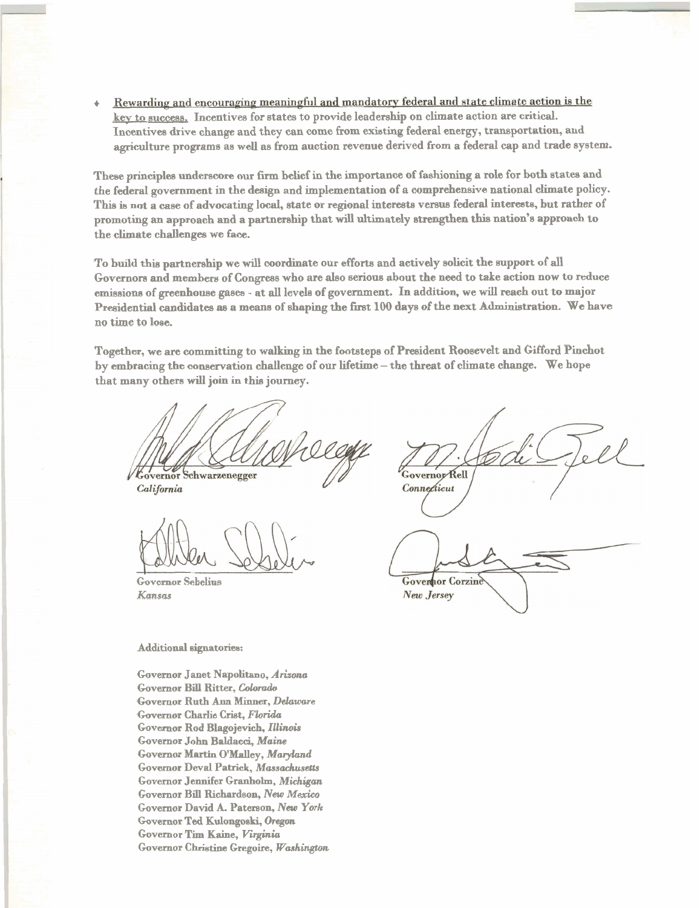- Rewarding and encouraging meaningful and mandatory federal and state climate action is the key to success. Incentives for states to provide leadership on climate action are critical. Incentives drive change and they can come from existing federal energy, transportation, and agriculture programs as well as from auction revenue derived from a federal cap and trade system.

These principles underscore our firm belief in the importance of fashioning a role for both states and the federal government in the design and implementation of a comprehensive national climate policy. This is not a case of advocating local, state or regional interests versus federal interests, but rather of promoting an approach and a partnership that will ultimately strengthen this nation's approach to the climate challenges we face.

To build this partnership we will coordinate our efforts and actively solicit the support of all Governors and members of Congress who are also serious about the need to take action now to reduce emissions of greenhouse gases - at all levels of government. In addition, we will reach out to major Presidential candidates as a means of shaping the first 100 days of the next Administration. We have no time to lose.

Together, we are committing to walking in the footsteps of President Roosevelt and Gifford Pinchot by embracing the conservation challenge of our lifetime – the threat of climate change. We hope that many others will join in this journey.

Governor Schwarzenegger
*California*

Governor Rell
*Connecticut*

Governor Sebelius
*Kansas*

Governor Corzine
*New Jersey*

Additional signatories:

Governor Janet Napolitano, *Arizona*
Governor Bill Ritter, *Colorado*
Governor Ruth Ann Minner, *Delaware*
Governor Charlie Crist, *Florida*
Governor Rod Blagojevich, *Illinois*
Governor John Baldacci, *Maine*
Governor Martin O'Malley, *Maryland*
Governor Deval Patrick, *Massachusetts*
Governor Jennifer Granholm, *Michigan*
Governor Bill Richardson, *New Mexico*
Governor David A. Paterson, *New York*
Governor Ted Kulongoski, *Oregon*
Governor Tim Kaine, *Virginia*
Governor Christine Gregoire, *Washington*